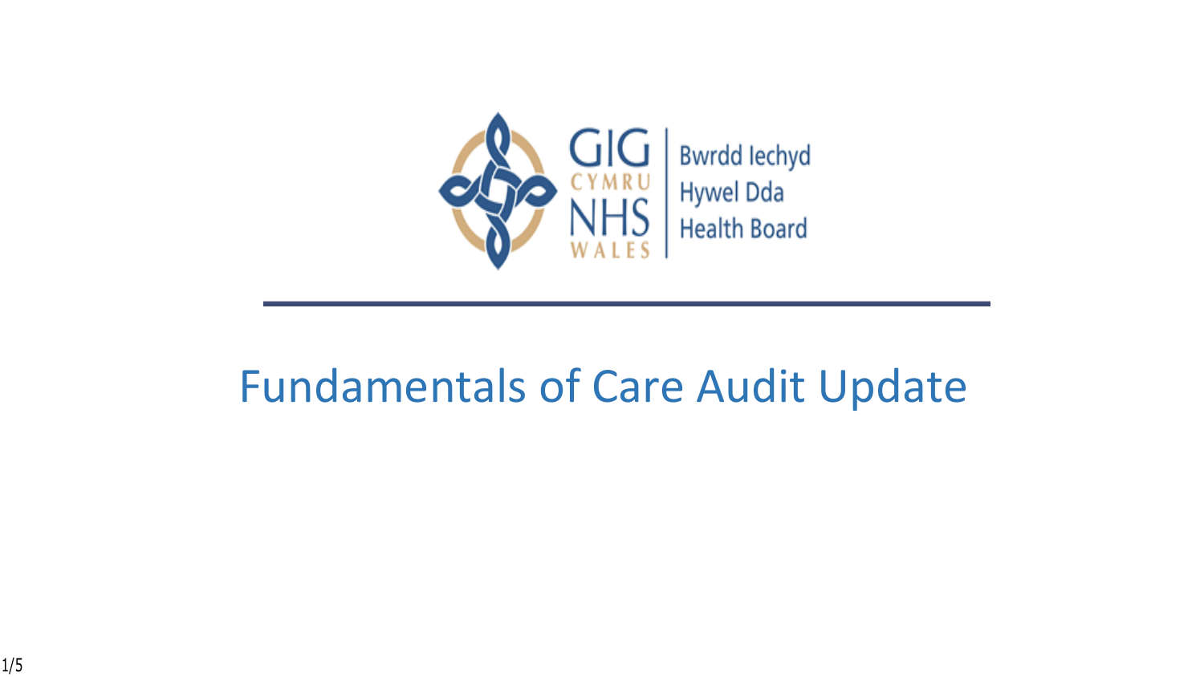GIG CYMRU NHS WALES | Bwrdd Iechyd Hywel Dda Health Board

# Fundamentals of Care Audit Update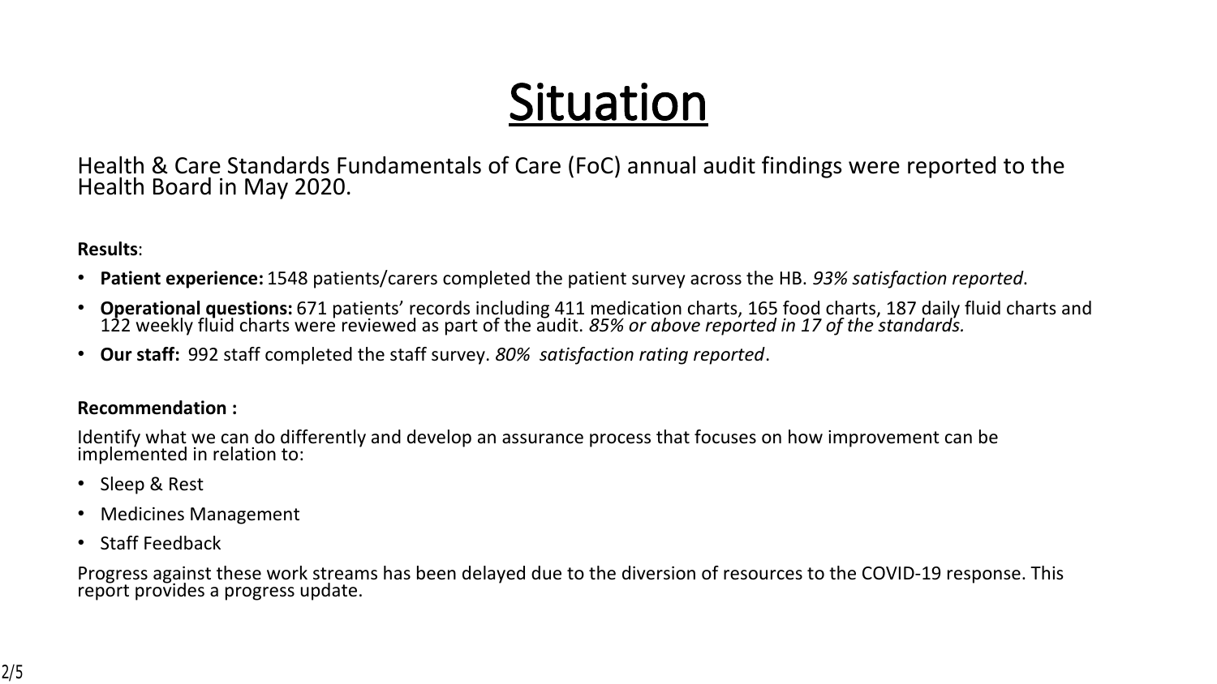# Situation

Health & Care Standards Fundamentals of Care (FoC) annual audit findings were reported to the Health Board in May 2020.

**Results**:

- **Patient experience:** 1548 patients/carers completed the patient survey across the HB. *93% satisfaction reported*.
- **Operational questions:** 671 patients' records including 411 medication charts, 165 food charts, 187 daily fluid charts and 122 weekly fluid charts were reviewed as part of the audit. *85% or above reported in 17 of the standards.*
- **Our staff:** 992 staff completed the staff survey. *80% satisfaction rating reported*.

**Recommendation :**

Identify what we can do differently and develop an assurance process that focuses on how improvement can be implemented in relation to:

- Sleep & Rest
- Medicines Management
- Staff Feedback

Progress against these work streams has been delayed due to the diversion of resources to the COVID-19 response. This report provides a progress update.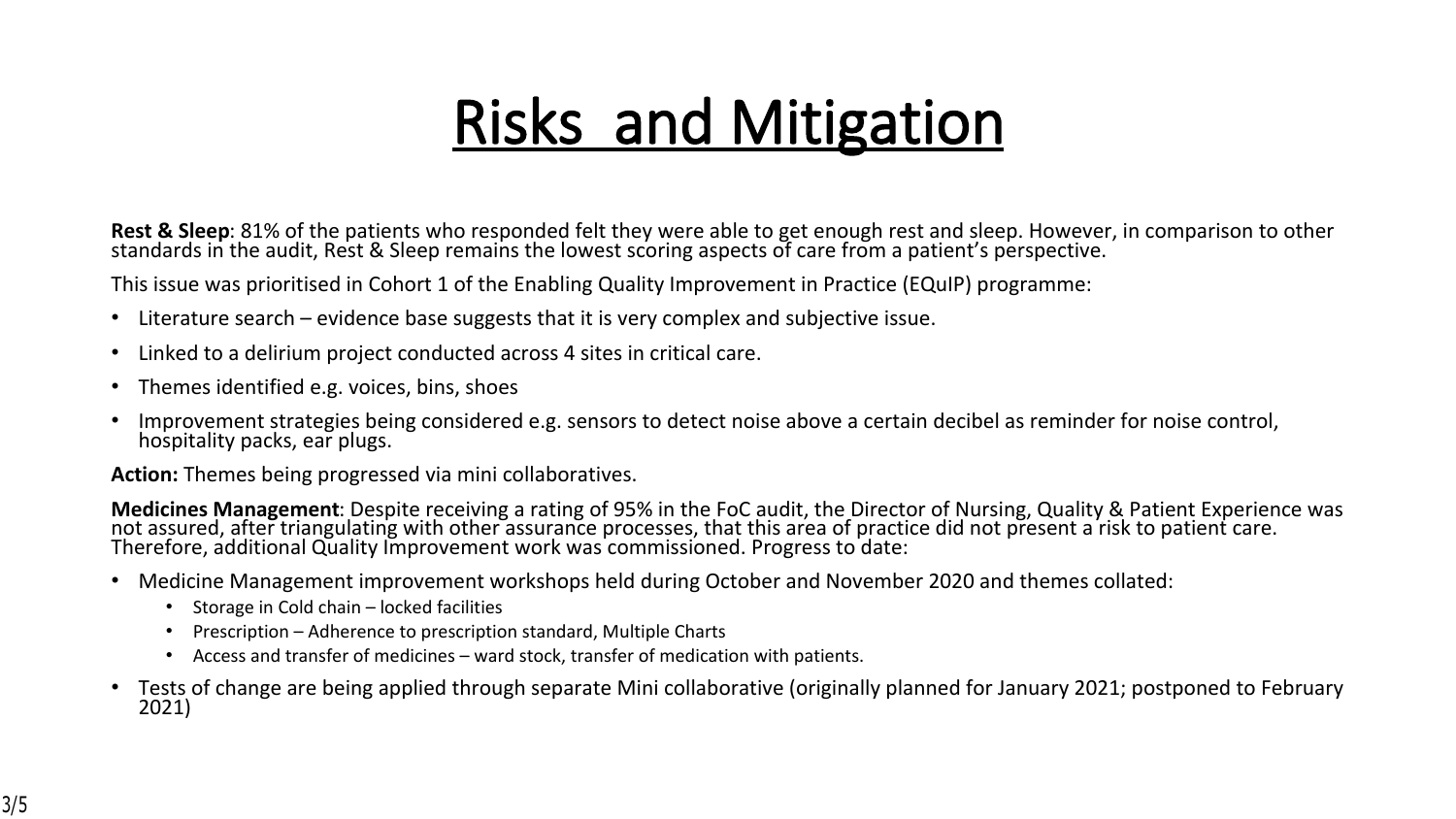# Risks and Mitigation

**Rest & Sleep**: 81% of the patients who responded felt they were able to get enough rest and sleep. However, in comparison to other standards in the audit, Rest & Sleep remains the lowest scoring aspects of care from a patient's perspective.

This issue was prioritised in Cohort 1 of the Enabling Quality Improvement in Practice (EQuIP) programme:

- Literature search – evidence base suggests that it is very complex and subjective issue.
- Linked to a delirium project conducted across 4 sites in critical care.
- Themes identified e.g. voices, bins, shoes
- Improvement strategies being considered e.g. sensors to detect noise above a certain decibel as reminder for noise control, hospitality packs, ear plugs.

**Action:** Themes being progressed via mini collaboratives.

**Medicines Management**: Despite receiving a rating of 95% in the FoC audit, the Director of Nursing, Quality & Patient Experience was not assured, after triangulating with other assurance processes, that this area of practice did not present a risk to patient care. Therefore, additional Quality Improvement work was commissioned. Progress to date:

- Medicine Management improvement workshops held during October and November 2020 and themes collated:
  - Storage in Cold chain – locked facilities
  - Prescription – Adherence to prescription standard, Multiple Charts
  - Access and transfer of medicines – ward stock, transfer of medication with patients.
- Tests of change are being applied through separate Mini collaborative (originally planned for January 2021; postponed to February 2021)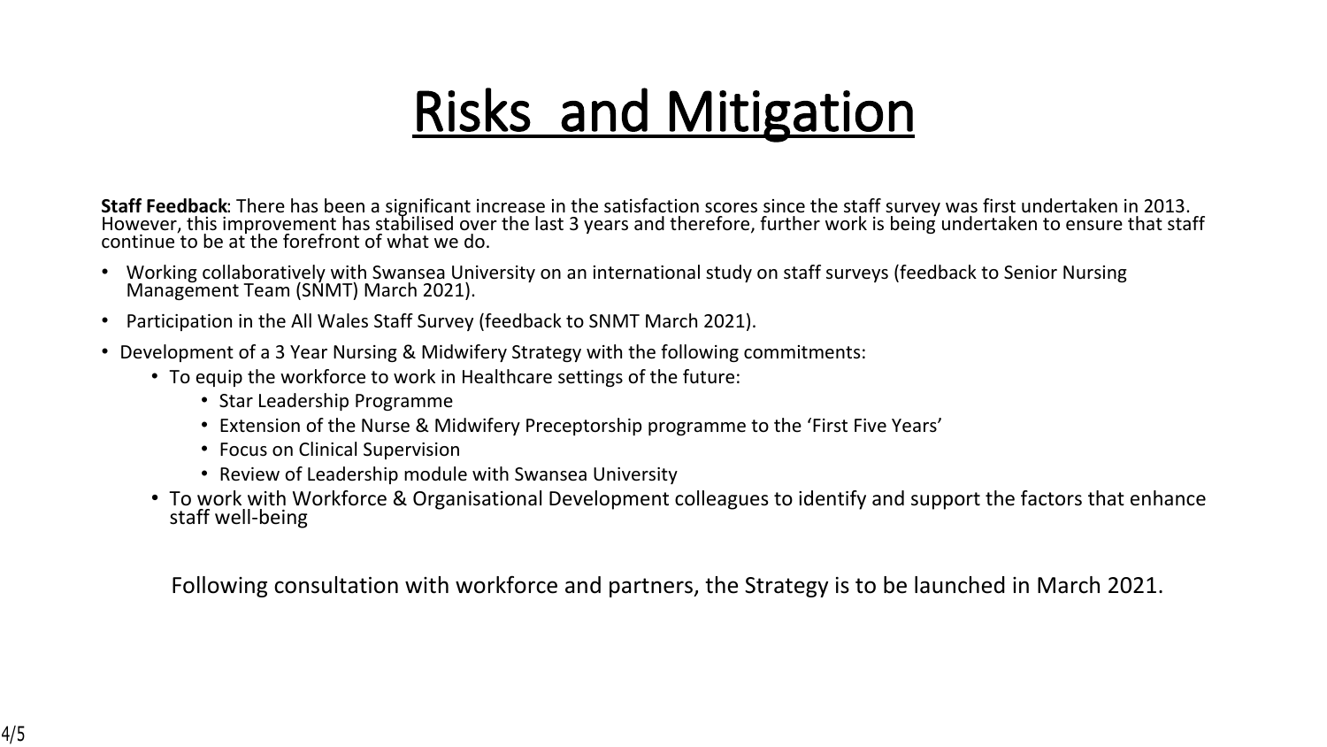# Risks and Mitigation

**Staff Feedback**: There has been a significant increase in the satisfaction scores since the staff survey was first undertaken in 2013. However, this improvement has stabilised over the last 3 years and therefore, further work is being undertaken to ensure that staff continue to be at the forefront of what we do.

- Working collaboratively with Swansea University on an international study on staff surveys (feedback to Senior Nursing Management Team (SNMT) March 2021).
- Participation in the All Wales Staff Survey (feedback to SNMT March 2021).
- Development of a 3 Year Nursing & Midwifery Strategy with the following commitments:
  - To equip the workforce to work in Healthcare settings of the future:
    - Star Leadership Programme
    - Extension of the Nurse & Midwifery Preceptorship programme to the 'First Five Years'
    - Focus on Clinical Supervision
    - Review of Leadership module with Swansea University
  - To work with Workforce & Organisational Development colleagues to identify and support the factors that enhance staff well-being

Following consultation with workforce and partners, the Strategy is to be launched in March 2021.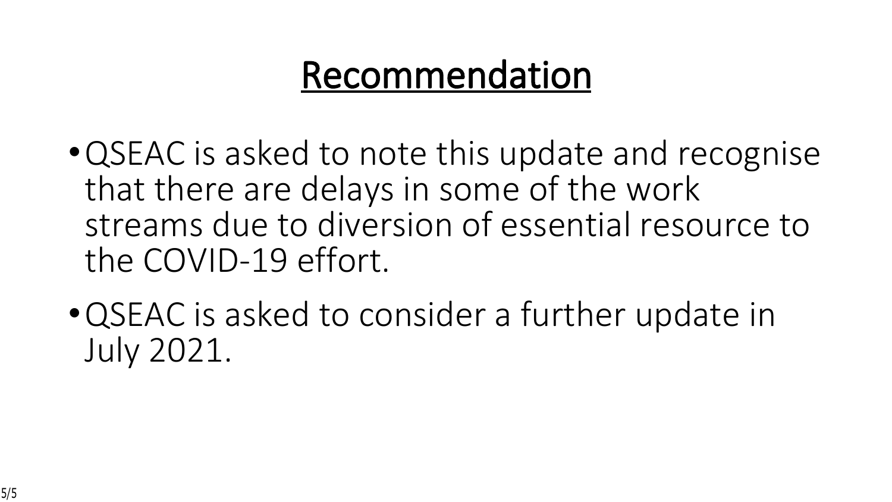# Recommendation

- QSEAC is asked to note this update and recognise that there are delays in some of the work streams due to diversion of essential resource to the COVID-19 effort.
- QSEAC is asked to consider a further update in July 2021.